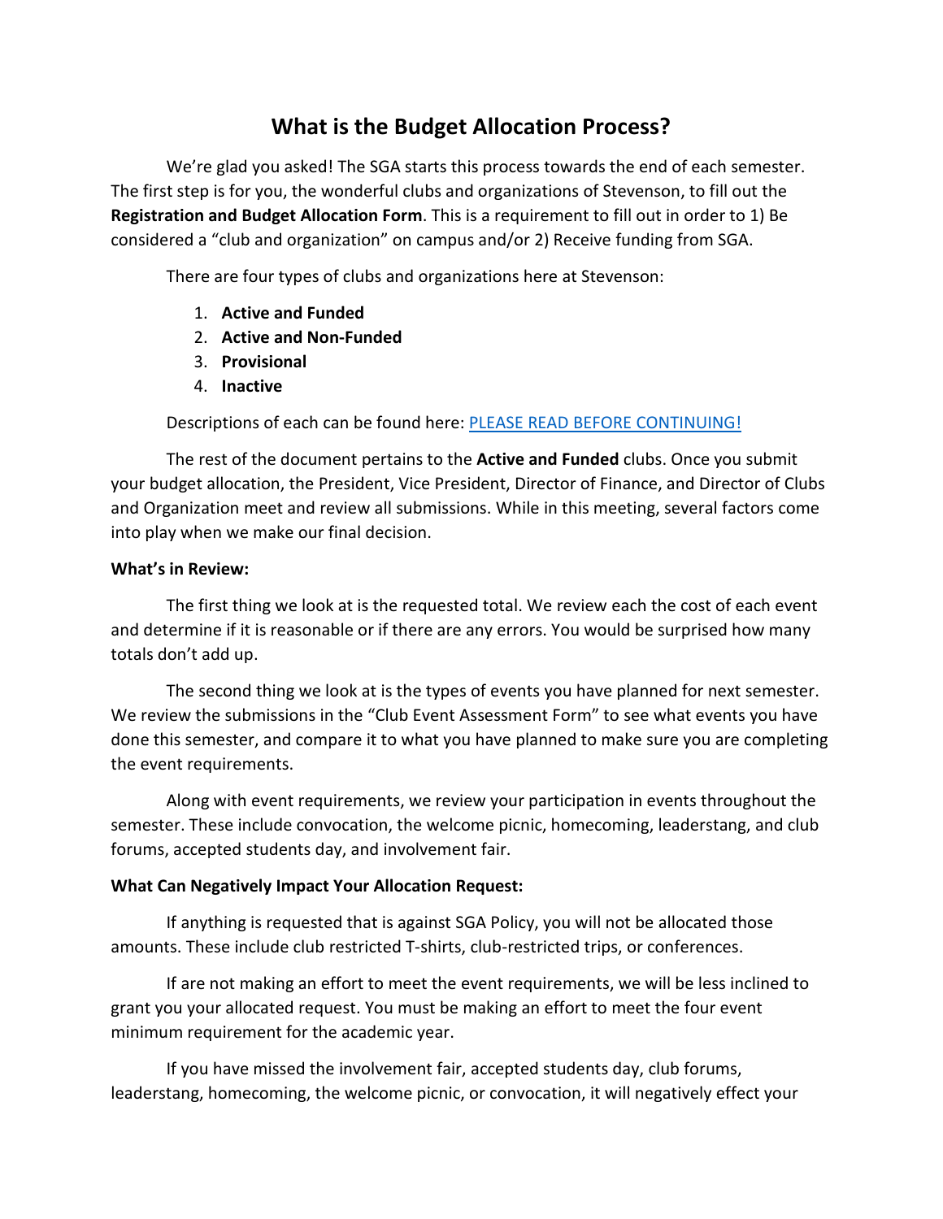# What is the Budget Allocation Process?

We're glad you asked! The SGA starts this process towards the end of each semester. The first step is for you, the wonderful clubs and organizations of Stevenson, to fill out the **Registration and Budget Allocation Form**. This is a requirement to fill out in order to 1) Be considered a "club and organization" on campus and/or 2) Receive funding from SGA.

There are four types of clubs and organizations here at Stevenson:

1. **Active and Funded**
2. **Active and Non-Funded**
3. **Provisional**
4. **Inactive**

Descriptions of each can be found here: PLEASE READ BEFORE CONTINUING!

The rest of the document pertains to the **Active and Funded** clubs. Once you submit your budget allocation, the President, Vice President, Director of Finance, and Director of Clubs and Organization meet and review all submissions. While in this meeting, several factors come into play when we make our final decision.

**What's in Review:**

The first thing we look at is the requested total. We review each the cost of each event and determine if it is reasonable or if there are any errors. You would be surprised how many totals don't add up.

The second thing we look at is the types of events you have planned for next semester. We review the submissions in the "Club Event Assessment Form" to see what events you have done this semester, and compare it to what you have planned to make sure you are completing the event requirements.

Along with event requirements, we review your participation in events throughout the semester. These include convocation, the welcome picnic, homecoming, leaderstang, and club forums, accepted students day, and involvement fair.

**What Can Negatively Impact Your Allocation Request:**

If anything is requested that is against SGA Policy, you will not be allocated those amounts. These include club restricted T-shirts, club-restricted trips, or conferences.

If are not making an effort to meet the event requirements, we will be less inclined to grant you your allocated request. You must be making an effort to meet the four event minimum requirement for the academic year.

If you have missed the involvement fair, accepted students day, club forums, leaderstang, homecoming, the welcome picnic, or convocation, it will negatively effect your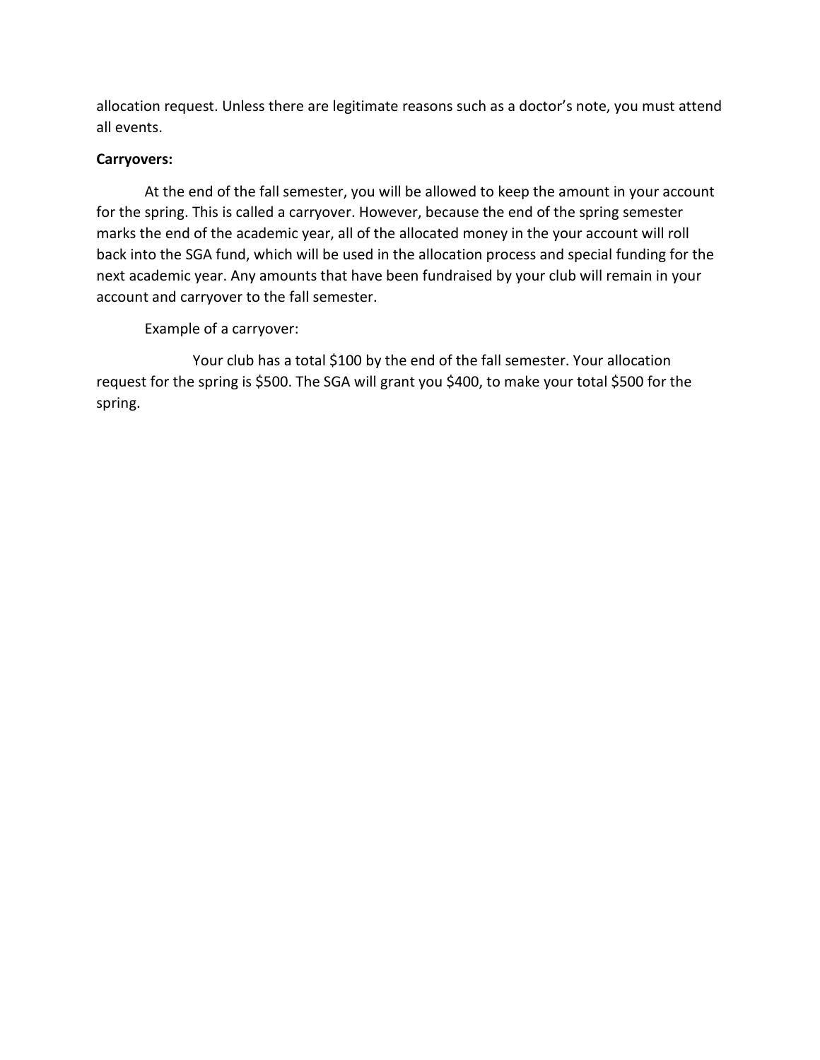allocation request. Unless there are legitimate reasons such as a doctor's note, you must attend all events.

**Carryovers:**

At the end of the fall semester, you will be allowed to keep the amount in your account for the spring. This is called a carryover. However, because the end of the spring semester marks the end of the academic year, all of the allocated money in the your account will roll back into the SGA fund, which will be used in the allocation process and special funding for the next academic year. Any amounts that have been fundraised by your club will remain in your account and carryover to the fall semester.

Example of a carryover:

Your club has a total $100 by the end of the fall semester. Your allocation request for the spring is $500. The SGA will grant you $400, to make your total $500 for the spring.